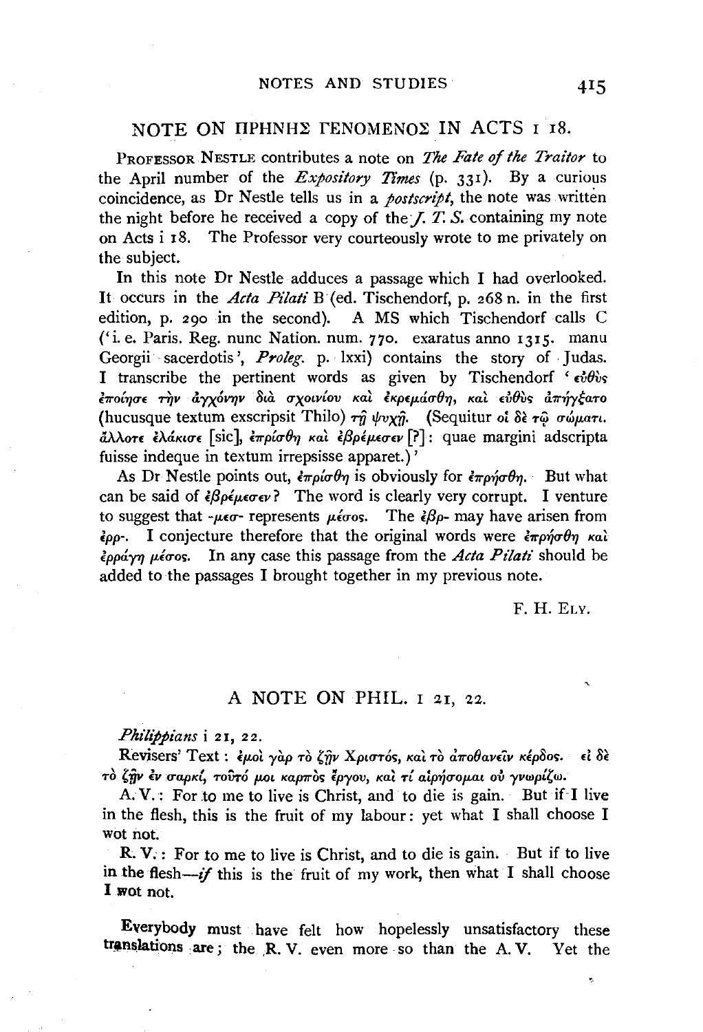## NOTE ON ΠΡΗΝΗΣ ΓΕΝΟΜΕΝΟΣ IN ACTS I 18.

PROFESSOR NESTLE contributes a note on *The Fate of the Traitor* to the April number of the *Expository Times* (p. 331). By a curious coincidence, as Dr Nestle tells us in a *postscript*, the note was written the night before he received a copy of the *J. T. S.* containing my note on Acts i 18. The Professor very courteously wrote to me privately on the subject.

In this note Dr Nestle adduces a passage which I had overlooked. It occurs in the *Acta Pilati* B (ed. Tischendorf, p. 268 n. in the first edition, p. 290 in the second). A MS which Tischendorf calls C ('i. e. Paris. Reg. nunc Nation. num. 770. exaratus anno 1315. manu Georgii sacerdotis', *Proleg.* p. lxxi) contains the story of Judas. I transcribe the pertinent words as given by Tischendorf 'εὐθὺς ἐποίησε τὴν ἀγχόνην διὰ σχοινίου καὶ ἐκρεμάσθη, καὶ εὐθὺς ἀπήγξατο (hucusque textum exscripsit Thilo) τῇ ψυχῇ. (Sequitur οἱ δὲ τῷ σώματι. ἄλλοτε ἐλάκισε [sic], ἐπρίσθη καὶ ἐβρέμεσεν [?]: quae margini adscripta fuisse indeque in textum irrepsisse apparet.)'

As Dr Nestle points out, ἐπρίσθη is obviously for ἐπρήσθη. But what can be said of ἐβρέμεσεν? The word is clearly very corrupt. I venture to suggest that -μεσ- represents μέσος. The ἐβρ- may have arisen from ἐρρ-. I conjecture therefore that the original words were ἐπρήσθη καὶ ἐρράγη μέσος. In any case this passage from the *Acta Pilati* should be added to the passages I brought together in my previous note.

F. H. ELY.

## A NOTE ON PHIL. I 21, 22.

*Philippians* i 21, 22.

Revisers' Text: ἐμοὶ γὰρ τὸ ζῆν Χριστός, καὶ τὸ ἀποθανεῖν κέρδος. εἰ δὲ τὸ ζῆν ἐν σαρκί, τοῦτό μοι καρπὸς ἔργου, καὶ τί αἱρήσομαι οὐ γνωρίζω.

A. V.: For to me to live is Christ, and to die is gain. But if I live in the flesh, this is the fruit of my labour: yet what I shall choose I wot not.

R. V.: For to me to live is Christ, and to die is gain. But if to live in the flesh—*if* this is the fruit of my work, then what I shall choose I wot not.

Everybody must have felt how hopelessly unsatisfactory these translations are; the R. V. even more so than the A. V. Yet the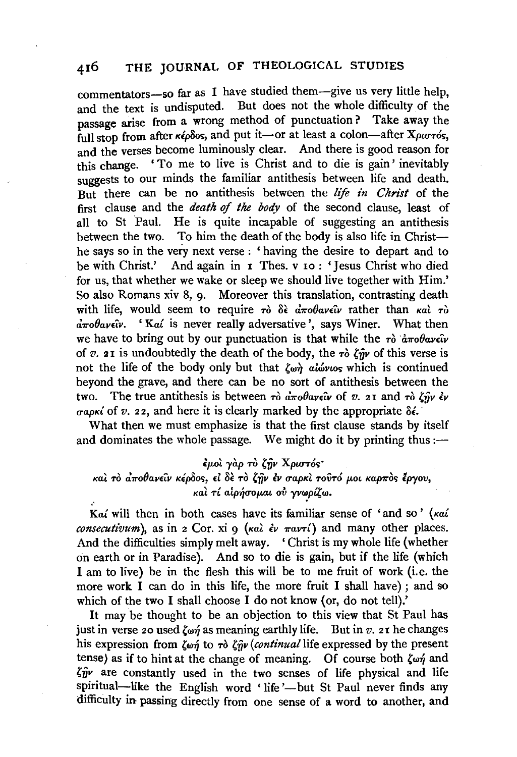commentators—so far as I have studied them—give us very little help, and the text is undisputed. But does not the whole difficulty of the passage arise from a wrong method of punctuation? Take away the full stop from after κέρδος, and put it—or at least a colon—after Χριστός, and the verses become luminously clear. And there is good reason for this change. 'To me to live is Christ and to die is gain' inevitably suggests to our minds the familiar antithesis between life and death. But there can be no antithesis between the *life in Christ* of the first clause and the *death of the body* of the second clause, least of all to St Paul. He is quite incapable of suggesting an antithesis between the two. To him the death of the body is also life in Christ—he says so in the very next verse: 'having the desire to depart and to be with Christ.' And again in 1 Thes. v 10: 'Jesus Christ who died for us, that whether we wake or sleep we should live together with Him.' So also Romans xiv 8, 9. Moreover this translation, contrasting death with life, would seem to require τὸ δὲ ἀποθανεῖν rather than καὶ τὸ ἀποθανεῖν. 'Καί is never really adversative', says Winer. What then we have to bring out by our punctuation is that while the τὸ ἀποθανεῖν of *v.* 21 is undoubtedly the death of the body, the τὸ ζῆν of this verse is not the life of the body only but that ζωὴ αἰώνιος which is continued beyond the grave, and there can be no sort of antithesis between the two. The true antithesis is between τὸ ἀποθανεῖν of *v.* 21 and τὸ ζῆν ἐν σαρκί of *v.* 22, and here it is clearly marked by the appropriate δέ.

What then we must emphasize is that the first clause stands by itself and dominates the whole passage. We might do it by printing thus:—

ἐμοὶ γὰρ τὸ ζῆν Χριστός·
καὶ τὸ ἀποθανεῖν κέρδος, εἰ δὲ τὸ ζῆν ἐν σαρκὶ τοῦτό μοι καρπὸς ἔργου,
καὶ τί αἱρήσομαι οὐ γνωρίζω.

Καί will then in both cases have its familiar sense of 'and so' (*καί consecutivum*), as in 2 Cor. xi 9 (καὶ ἐν παντί) and many other places. And the difficulties simply melt away. 'Christ is my whole life (whether on earth or in Paradise). And so to die is gain, but if the life (which I am to live) be in the flesh this will be to me fruit of work (i.e. the more work I can do in this life, the more fruit I shall have); and so which of the two I shall choose I do not know (or, do not tell).'

It may be thought to be an objection to this view that St Paul has just in verse 20 used ζωή as meaning earthly life. But in *v.* 21 he changes his expression from ζωή to τὸ ζῆν (*continual* life expressed by the present tense) as if to hint at the change of meaning. Of course both ζωή and ζῆν are constantly used in the two senses of life physical and life spiritual—like the English word 'life'—but St Paul never finds any difficulty in passing directly from one sense of a word to another, and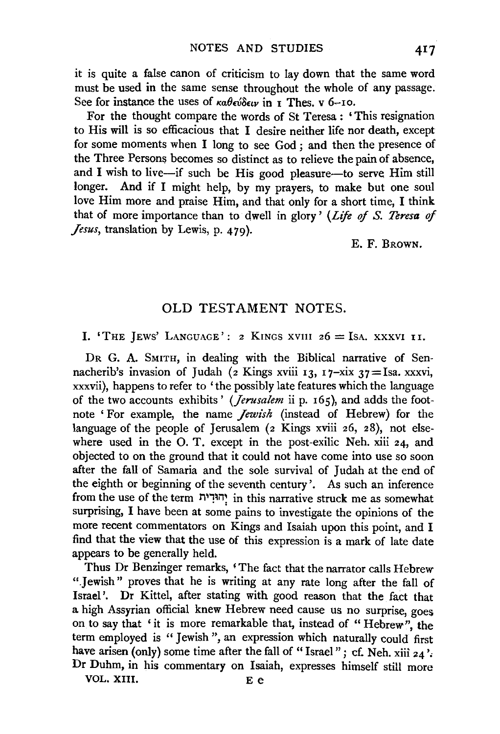it is quite a false canon of criticism to lay down that the same word must be used in the same sense throughout the whole of any passage. See for instance the uses of καθεύδειν in 1 Thes. v 6–10.

For the thought compare the words of St Teresa: 'This resignation to His will is so efficacious that I desire neither life nor death, except for some moments when I long to see God; and then the presence of the Three Persons becomes so distinct as to relieve the pain of absence, and I wish to live—if such be His good pleasure—to serve Him still longer. And if I might help, by my prayers, to make but one soul love Him more and praise Him, and that only for a short time, I think that of more importance than to dwell in glory' (*Life of S. Teresa of Jesus*, translation by Lewis, p. 479).

E. F. BROWN.

## OLD TESTAMENT NOTES.

### I. 'THE JEWS' LANGUAGE': 2 KINGS XVIII 26 = ISA. XXXVI 11.

DR G. A. SMITH, in dealing with the Biblical narrative of Sennacherib's invasion of Judah (2 Kings xviii 13, 17–xix 37 = Isa. xxxvi, xxxvii), happens to refer to 'the possibly late features which the language of the two accounts exhibits' (*Jerusalem* ii p. 165), and adds the footnote 'For example, the name *Jewish* (instead of Hebrew) for the language of the people of Jerusalem (2 Kings xviii 26, 28), not elsewhere used in the O. T. except in the post-exilic Neh. xiii 24, and objected to on the ground that it could not have come into use so soon after the fall of Samaria and the sole survival of Judah at the end of the eighth or beginning of the seventh century'. As such an inference from the use of the term יְהוּדִית in this narrative struck me as somewhat surprising, I have been at some pains to investigate the opinions of the more recent commentators on Kings and Isaiah upon this point, and I find that the view that the use of this expression is a mark of late date appears to be generally held.

Thus Dr Benzinger remarks, 'The fact that the narrator calls Hebrew "Jewish" proves that he is writing at any rate long after the fall of Israel'. Dr Kittel, after stating with good reason that the fact that a high Assyrian official knew Hebrew need cause us no surprise, goes on to say that 'it is more remarkable that, instead of "Hebrew", the term employed is "Jewish", an expression which naturally could first have arisen (only) some time after the fall of "Israel"; cf. Neh. xiii 24'. Dr Duhm, in his commentary on Isaiah, expresses himself still more